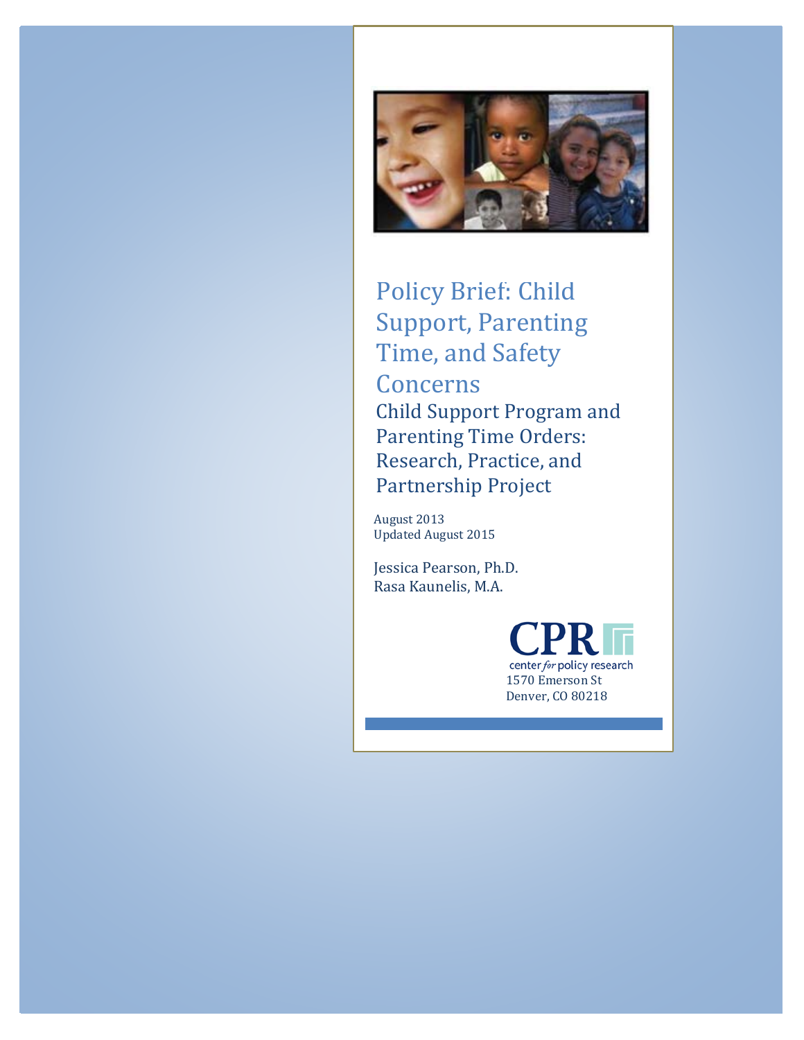# Policy Brief: Child Support, Parenting Time, and Safety Concerns

## Child Support Program and Parenting Time Orders: Research, Practice, and Partnership Project

August 2013
Updated August 2015

Jessica Pearson, Ph.D.
Rasa Kaunelis, M.A.

CPR
center *for* policy research
1570 Emerson St
Denver, CO 80218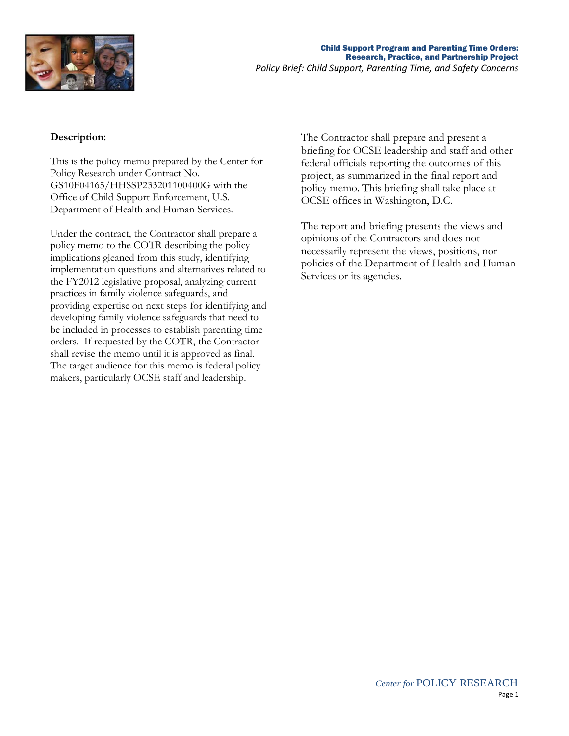**Description:**

This is the policy memo prepared by the Center for Policy Research under Contract No. GS10F04165/HHSSP233201100400G with the Office of Child Support Enforcement, U.S. Department of Health and Human Services.

Under the contract, the Contractor shall prepare a policy memo to the COTR describing the policy implications gleaned from this study, identifying implementation questions and alternatives related to the FY2012 legislative proposal, analyzing current practices in family violence safeguards, and providing expertise on next steps for identifying and developing family violence safeguards that need to be included in processes to establish parenting time orders. If requested by the COTR, the Contractor shall revise the memo until it is approved as final. The target audience for this memo is federal policy makers, particularly OCSE staff and leadership.

The Contractor shall prepare and present a briefing for OCSE leadership and staff and other federal officials reporting the outcomes of this project, as summarized in the final report and policy memo. This briefing shall take place at OCSE offices in Washington, D.C.

The report and briefing presents the views and opinions of the Contractors and does not necessarily represent the views, positions, nor policies of the Department of Health and Human Services or its agencies.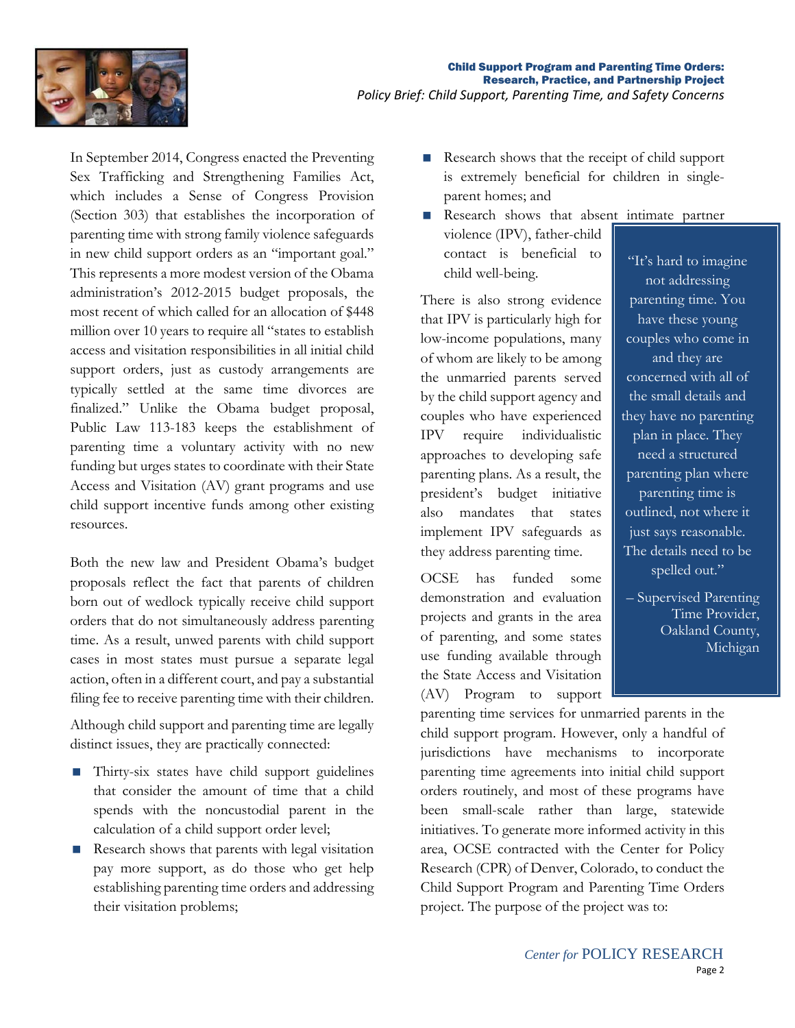In September 2014, Congress enacted the Preventing Sex Trafficking and Strengthening Families Act, which includes a Sense of Congress Provision (Section 303) that establishes the incorporation of parenting time with strong family violence safeguards in new child support orders as an "important goal." This represents a more modest version of the Obama administration's 2012-2015 budget proposals, the most recent of which called for an allocation of $448 million over 10 years to require all "states to establish access and visitation responsibilities in all initial child support orders, just as custody arrangements are typically settled at the same time divorces are finalized." Unlike the Obama budget proposal, Public Law 113-183 keeps the establishment of parenting time a voluntary activity with no new funding but urges states to coordinate with their State Access and Visitation (AV) grant programs and use child support incentive funds among other existing resources.

Both the new law and President Obama's budget proposals reflect the fact that parents of children born out of wedlock typically receive child support orders that do not simultaneously address parenting time. As a result, unwed parents with child support cases in most states must pursue a separate legal action, often in a different court, and pay a substantial filing fee to receive parenting time with their children.

Although child support and parenting time are legally distinct issues, they are practically connected:

- Thirty-six states have child support guidelines that consider the amount of time that a child spends with the noncustodial parent in the calculation of a child support order level;
- Research shows that parents with legal visitation pay more support, as do those who get help establishing parenting time orders and addressing their visitation problems;
- Research shows that the receipt of child support is extremely beneficial for children in single-parent homes; and
- Research shows that absent intimate partner violence (IPV), father-child contact is beneficial to child well-being.

There is also strong evidence that IPV is particularly high for low-income populations, many of whom are likely to be among the unmarried parents served by the child support agency and couples who have experienced IPV require individualistic approaches to developing safe parenting plans. As a result, the president's budget initiative also mandates that states implement IPV safeguards as they address parenting time.

> "It's hard to imagine not addressing parenting time. You have these young couples who come in and they are concerned with all of the small details and they have no parenting plan in place. They need a structured parenting plan where parenting time is outlined, not where it just says reasonable. The details need to be spelled out."
>
> – Supervised Parenting Time Provider, Oakland County, Michigan

OCSE has funded some demonstration and evaluation projects and grants in the area of parenting, and some states use funding available through the State Access and Visitation (AV) Program to support parenting time services for unmarried parents in the child support program. However, only a handful of jurisdictions have mechanisms to incorporate parenting time agreements into initial child support orders routinely, and most of these programs have been small-scale rather than large, statewide initiatives. To generate more informed activity in this area, OCSE contracted with the Center for Policy Research (CPR) of Denver, Colorado, to conduct the Child Support Program and Parenting Time Orders project. The purpose of the project was to: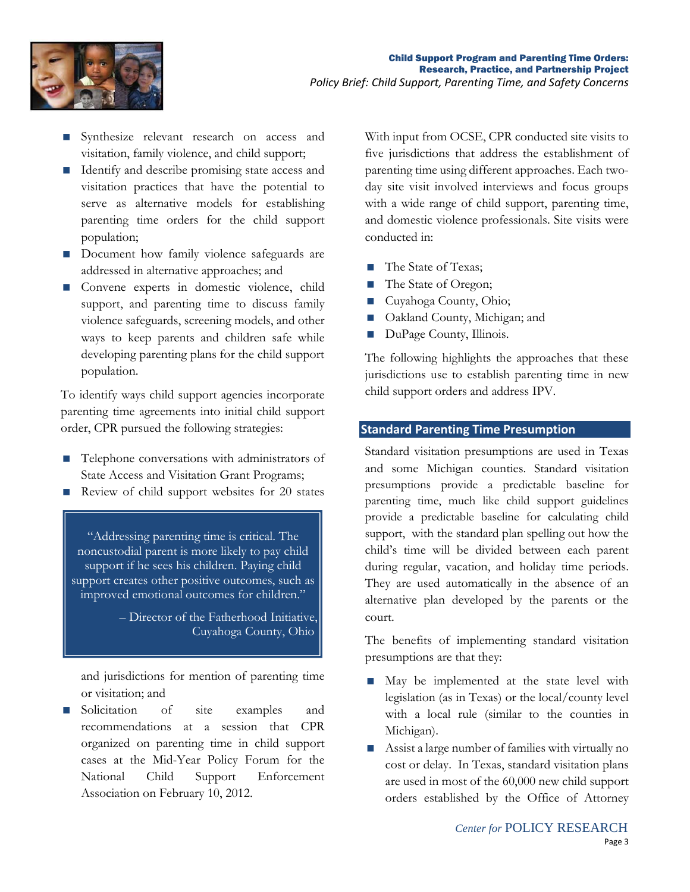- Synthesize relevant research on access and visitation, family violence, and child support;
- Identify and describe promising state access and visitation practices that have the potential to serve as alternative models for establishing parenting time orders for the child support population;
- Document how family violence safeguards are addressed in alternative approaches; and
- Convene experts in domestic violence, child support, and parenting time to discuss family violence safeguards, screening models, and other ways to keep parents and children safe while developing parenting plans for the child support population.

To identify ways child support agencies incorporate parenting time agreements into initial child support order, CPR pursued the following strategies:

- Telephone conversations with administrators of State Access and Visitation Grant Programs;
- Review of child support websites for 20 states and jurisdictions for mention of parenting time or visitation; and
- Solicitation of site examples and recommendations at a session that CPR organized on parenting time in child support cases at the Mid-Year Policy Forum for the National Child Support Enforcement Association on February 10, 2012.

> "Addressing parenting time is critical. The noncustodial parent is more likely to pay child support if he sees his children. Paying child support creates other positive outcomes, such as improved emotional outcomes for children."
>
> – Director of the Fatherhood Initiative, Cuyahoga County, Ohio

With input from OCSE, CPR conducted site visits to five jurisdictions that address the establishment of parenting time using different approaches. Each two-day site visit involved interviews and focus groups with a wide range of child support, parenting time, and domestic violence professionals. Site visits were conducted in:

- The State of Texas;
- The State of Oregon;
- Cuyahoga County, Ohio;
- Oakland County, Michigan; and
- DuPage County, Illinois.

The following highlights the approaches that these jurisdictions use to establish parenting time in new child support orders and address IPV.

## Standard Parenting Time Presumption

Standard visitation presumptions are used in Texas and some Michigan counties. Standard visitation presumptions provide a predictable baseline for parenting time, much like child support guidelines provide a predictable baseline for calculating child support, with the standard plan spelling out how the child's time will be divided between each parent during regular, vacation, and holiday time periods. They are used automatically in the absence of an alternative plan developed by the parents or the court.

The benefits of implementing standard visitation presumptions are that they:

- May be implemented at the state level with legislation (as in Texas) or the local/county level with a local rule (similar to the counties in Michigan).
- Assist a large number of families with virtually no cost or delay. In Texas, standard visitation plans are used in most of the 60,000 new child support orders established by the Office of Attorney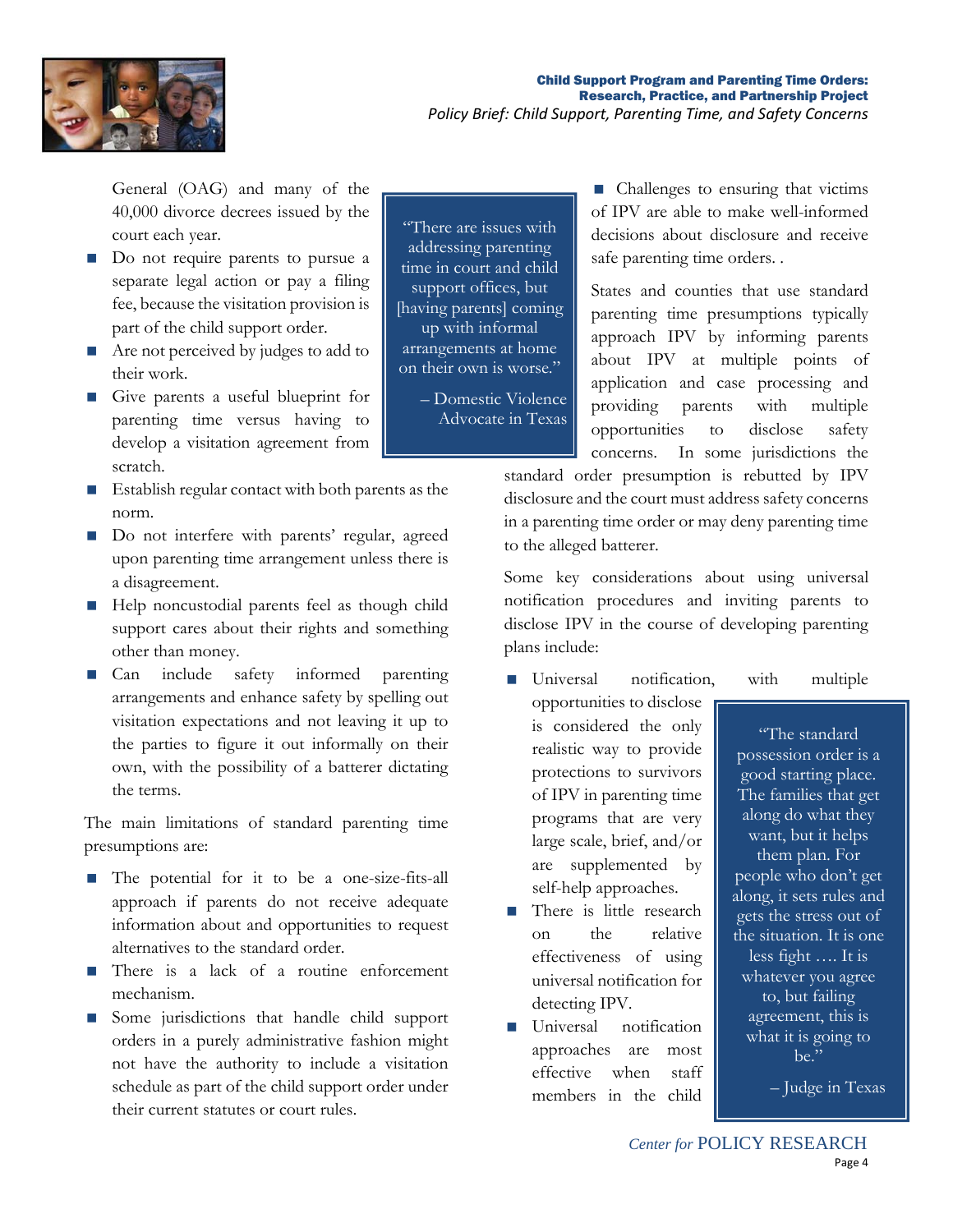General (OAG) and many of the 40,000 divorce decrees issued by the court each year.

- Do not require parents to pursue a separate legal action or pay a filing fee, because the visitation provision is part of the child support order.
- Are not perceived by judges to add to their work.
- Give parents a useful blueprint for parenting time versus having to develop a visitation agreement from scratch.
- Establish regular contact with both parents as the norm.
- Do not interfere with parents' regular, agreed upon parenting time arrangement unless there is a disagreement.
- Help noncustodial parents feel as though child support cares about their rights and something other than money.
- Can include safety informed parenting arrangements and enhance safety by spelling out visitation expectations and not leaving it up to the parties to figure it out informally on their own, with the possibility of a batterer dictating the terms.

> "There are issues with addressing parenting time in court and child support offices, but [having parents] coming up with informal arrangements at home on their own is worse."
>
> – Domestic Violence Advocate in Texas

The main limitations of standard parenting time presumptions are:

- The potential for it to be a one-size-fits-all approach if parents do not receive adequate information about and opportunities to request alternatives to the standard order.
- There is a lack of a routine enforcement mechanism.
- Some jurisdictions that handle child support orders in a purely administrative fashion might not have the authority to include a visitation schedule as part of the child support order under their current statutes or court rules.
- Challenges to ensuring that victims of IPV are able to make well-informed decisions about disclosure and receive safe parenting time orders. .

States and counties that use standard parenting time presumptions typically approach IPV by informing parents about IPV at multiple points of application and case processing and providing parents with multiple opportunities to disclose safety concerns. In some jurisdictions the standard order presumption is rebutted by IPV disclosure and the court must address safety concerns in a parenting time order or may deny parenting time to the alleged batterer.

Some key considerations about using universal notification procedures and inviting parents to disclose IPV in the course of developing parenting plans include:

- Universal notification, with multiple opportunities to disclose is considered the only realistic way to provide protections to survivors of IPV in parenting time programs that are very large scale, brief, and/or are supplemented by self-help approaches.
- There is little research on the relative effectiveness of using universal notification for detecting IPV.
- Universal notification approaches are most effective when staff members in the child

> "The standard possession order is a good starting place. The families that get along do what they want, but it helps them plan. For people who don't get along, it sets rules and gets the stress out of the situation. It is one less fight …. It is whatever you agree to, but failing agreement, this is what it is going to be."
>
> – Judge in Texas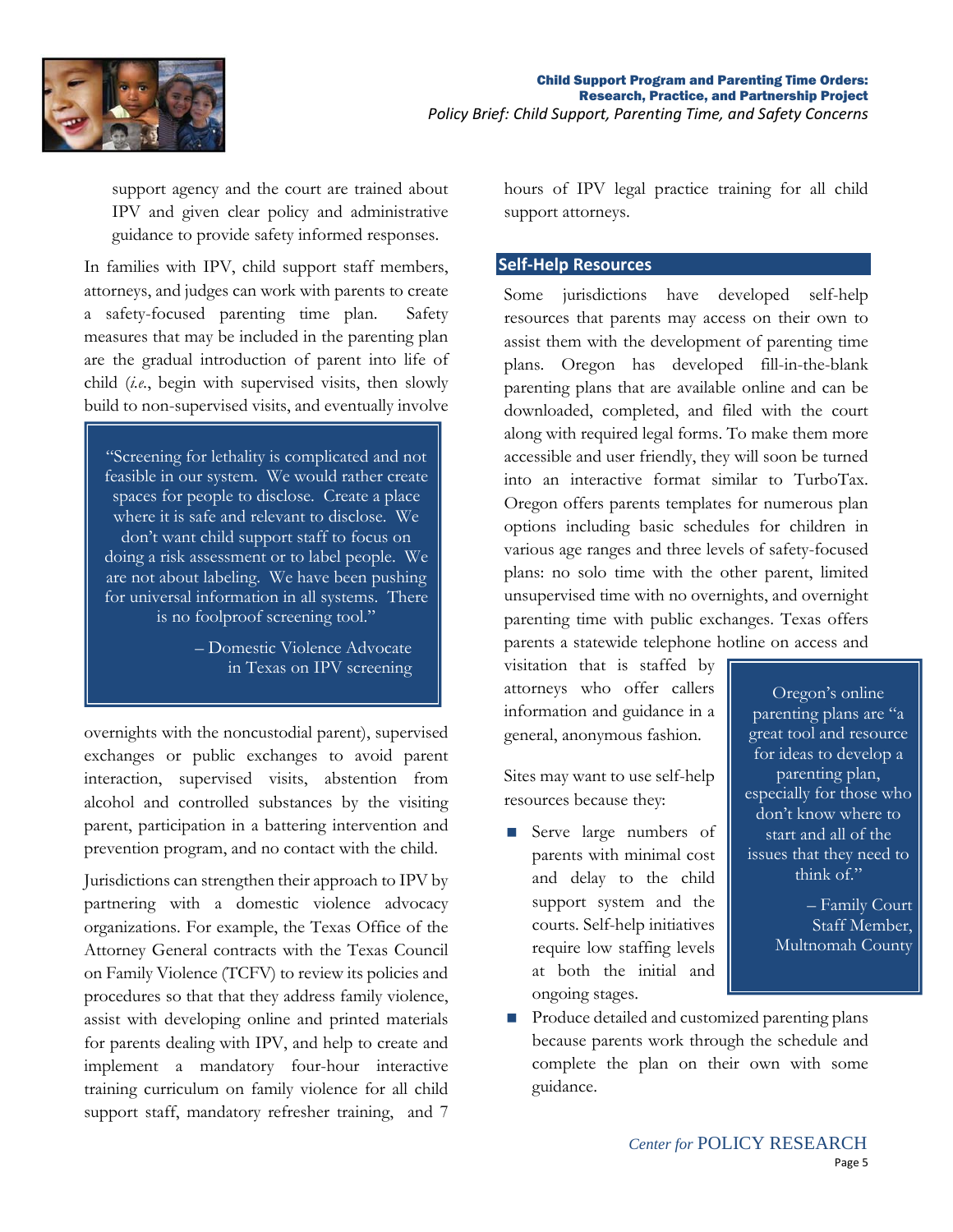support agency and the court are trained about IPV and given clear policy and administrative guidance to provide safety informed responses.

In families with IPV, child support staff members, attorneys, and judges can work with parents to create a safety-focused parenting time plan. Safety measures that may be included in the parenting plan are the gradual introduction of parent into life of child (*i.e.*, begin with supervised visits, then slowly build to non-supervised visits, and eventually involve overnights with the noncustodial parent), supervised exchanges or public exchanges to avoid parent interaction, supervised visits, abstention from alcohol and controlled substances by the visiting parent, participation in a battering intervention and prevention program, and no contact with the child.

> "Screening for lethality is complicated and not feasible in our system. We would rather create spaces for people to disclose. Create a place where it is safe and relevant to disclose. We don't want child support staff to focus on doing a risk assessment or to label people. We are not about labeling. We have been pushing for universal information in all systems. There is no foolproof screening tool."
>
> – Domestic Violence Advocate in Texas on IPV screening

Jurisdictions can strengthen their approach to IPV by partnering with a domestic violence advocacy organizations. For example, the Texas Office of the Attorney General contracts with the Texas Council on Family Violence (TCFV) to review its policies and procedures so that that they address family violence, assist with developing online and printed materials for parents dealing with IPV, and help to create and implement a mandatory four-hour interactive training curriculum on family violence for all child support staff, mandatory refresher training, and 7 hours of IPV legal practice training for all child support attorneys.

## Self-Help Resources

Some jurisdictions have developed self-help resources that parents may access on their own to assist them with the development of parenting time plans. Oregon has developed fill-in-the-blank parenting plans that are available online and can be downloaded, completed, and filed with the court along with required legal forms. To make them more accessible and user friendly, they will soon be turned into an interactive format similar to TurboTax. Oregon offers parents templates for numerous plan options including basic schedules for children in various age ranges and three levels of safety-focused plans: no solo time with the other parent, limited unsupervised time with no overnights, and overnight parenting time with public exchanges. Texas offers parents a statewide telephone hotline on access and visitation that is staffed by attorneys who offer callers information and guidance in a general, anonymous fashion.

> Oregon's online parenting plans are "a great tool and resource for ideas to develop a parenting plan, especially for those who don't know where to start and all of the issues that they need to think of."
>
> – Family Court Staff Member, Multnomah County

Sites may want to use self-help resources because they:

- Serve large numbers of parents with minimal cost and delay to the child support system and the courts. Self-help initiatives require low staffing levels at both the initial and ongoing stages.
- Produce detailed and customized parenting plans because parents work through the schedule and complete the plan on their own with some guidance.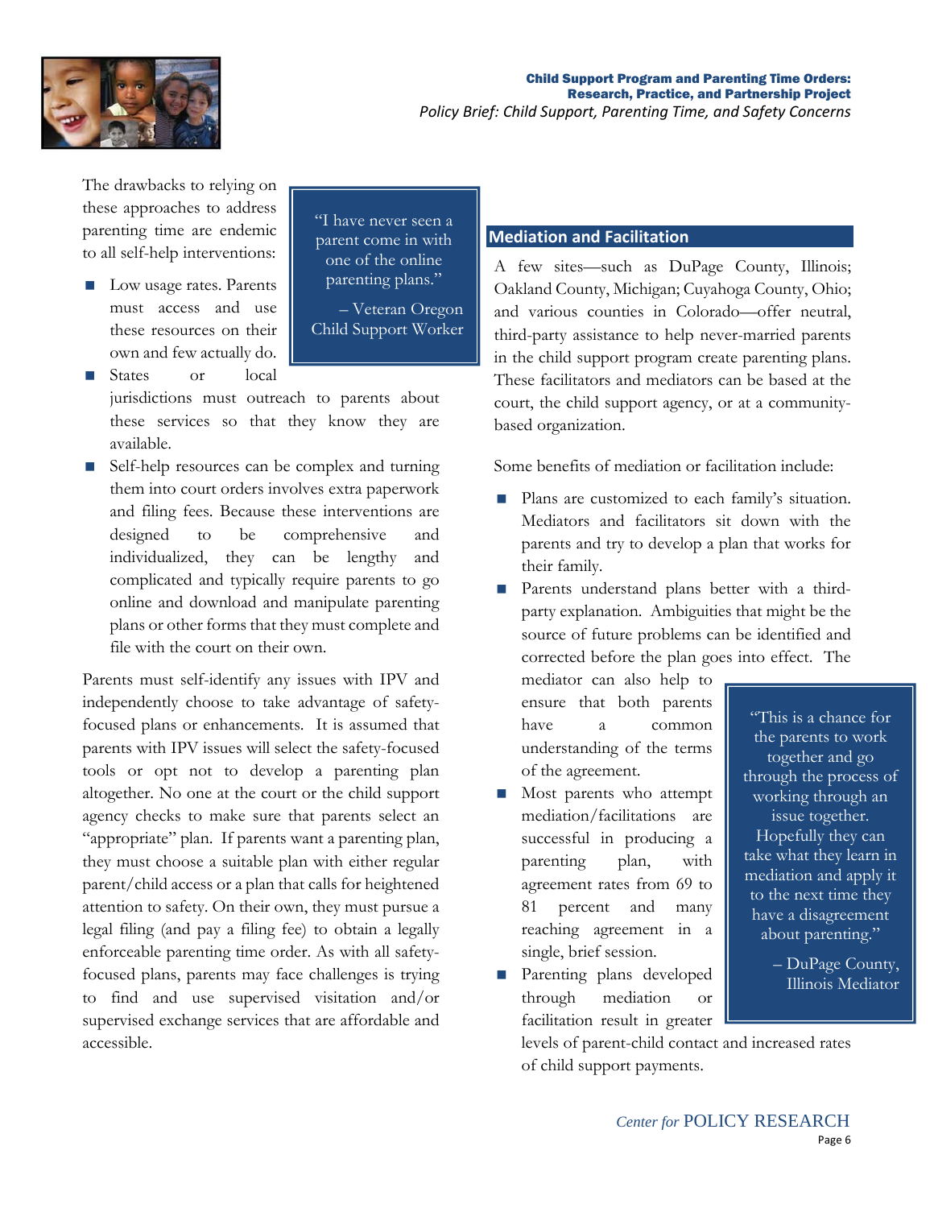The drawbacks to relying on these approaches to address parenting time are endemic to all self-help interventions:

- Low usage rates. Parents must access and use these resources on their own and few actually do.
- States or local jurisdictions must outreach to parents about these services so that they know they are available.
- Self-help resources can be complex and turning them into court orders involves extra paperwork and filing fees. Because these interventions are designed to be comprehensive and individualized, they can be lengthy and complicated and typically require parents to go online and download and manipulate parenting plans or other forms that they must complete and file with the court on their own.

> "I have never seen a parent come in with one of the online parenting plans."
>
> – Veteran Oregon Child Support Worker

Parents must self-identify any issues with IPV and independently choose to take advantage of safety-focused plans or enhancements. It is assumed that parents with IPV issues will select the safety-focused tools or opt not to develop a parenting plan altogether. No one at the court or the child support agency checks to make sure that parents select an "appropriate" plan. If parents want a parenting plan, they must choose a suitable plan with either regular parent/child access or a plan that calls for heightened attention to safety. On their own, they must pursue a legal filing (and pay a filing fee) to obtain a legally enforceable parenting time order. As with all safety-focused plans, parents may face challenges is trying to find and use supervised visitation and/or supervised exchange services that are affordable and accessible.

## Mediation and Facilitation

A few sites—such as DuPage County, Illinois; Oakland County, Michigan; Cuyahoga County, Ohio; and various counties in Colorado—offer neutral, third-party assistance to help never-married parents in the child support program create parenting plans. These facilitators and mediators can be based at the court, the child support agency, or at a community-based organization.

Some benefits of mediation or facilitation include:

- Plans are customized to each family's situation. Mediators and facilitators sit down with the parents and try to develop a plan that works for their family.
- Parents understand plans better with a third-party explanation. Ambiguities that might be the source of future problems can be identified and corrected before the plan goes into effect. The mediator can also help to ensure that both parents have a common understanding of the terms of the agreement.
- Most parents who attempt mediation/facilitations are successful in producing a parenting plan, with agreement rates from 69 to 81 percent and many reaching agreement in a single, brief session.
- Parenting plans developed through mediation or facilitation result in greater levels of parent-child contact and increased rates of child support payments.

> "This is a chance for the parents to work together and go through the process of working through an issue together. Hopefully they can take what they learn in mediation and apply it to the next time they have a disagreement about parenting."
>
> – DuPage County, Illinois Mediator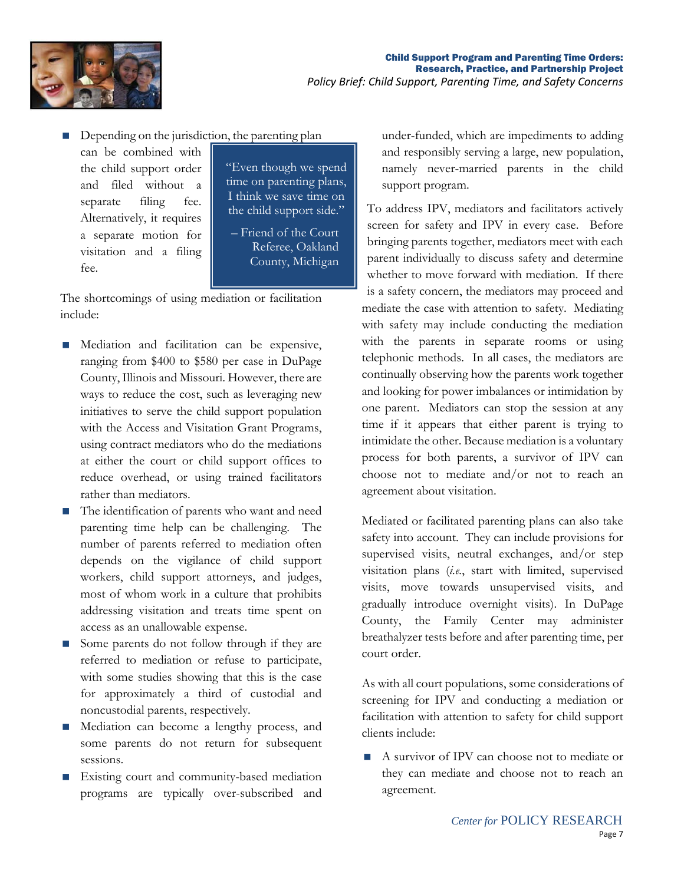- Depending on the jurisdiction, the parenting plan can be combined with the child support order and filed without a separate filing fee. Alternatively, it requires a separate motion for visitation and a filing fee.

> "Even though we spend time on parenting plans, I think we save time on the child support side."
>
> – Friend of the Court Referee, Oakland County, Michigan

The shortcomings of using mediation or facilitation include:

- Mediation and facilitation can be expensive, ranging from $400 to $580 per case in DuPage County, Illinois and Missouri. However, there are ways to reduce the cost, such as leveraging new initiatives to serve the child support population with the Access and Visitation Grant Programs, using contract mediators who do the mediations at either the court or child support offices to reduce overhead, or using trained facilitators rather than mediators.
- The identification of parents who want and need parenting time help can be challenging. The number of parents referred to mediation often depends on the vigilance of child support workers, child support attorneys, and judges, most of whom work in a culture that prohibits addressing visitation and treats time spent on access as an unallowable expense.
- Some parents do not follow through if they are referred to mediation or refuse to participate, with some studies showing that this is the case for approximately a third of custodial and noncustodial parents, respectively.
- Mediation can become a lengthy process, and some parents do not return for subsequent sessions.
- Existing court and community-based mediation programs are typically over-subscribed and under-funded, which are impediments to adding and responsibly serving a large, new population, namely never-married parents in the child support program.

To address IPV, mediators and facilitators actively screen for safety and IPV in every case. Before bringing parents together, mediators meet with each parent individually to discuss safety and determine whether to move forward with mediation. If there is a safety concern, the mediators may proceed and mediate the case with attention to safety. Mediating with safety may include conducting the mediation with the parents in separate rooms or using telephonic methods. In all cases, the mediators are continually observing how the parents work together and looking for power imbalances or intimidation by one parent. Mediators can stop the session at any time if it appears that either parent is trying to intimidate the other. Because mediation is a voluntary process for both parents, a survivor of IPV can choose not to mediate and/or not to reach an agreement about visitation.

Mediated or facilitated parenting plans can also take safety into account. They can include provisions for supervised visits, neutral exchanges, and/or step visitation plans (*i.e.*, start with limited, supervised visits, move towards unsupervised visits, and gradually introduce overnight visits). In DuPage County, the Family Center may administer breathalyzer tests before and after parenting time, per court order.

As with all court populations, some considerations of screening for IPV and conducting a mediation or facilitation with attention to safety for child support clients include:

- A survivor of IPV can choose not to mediate or they can mediate and choose not to reach an agreement.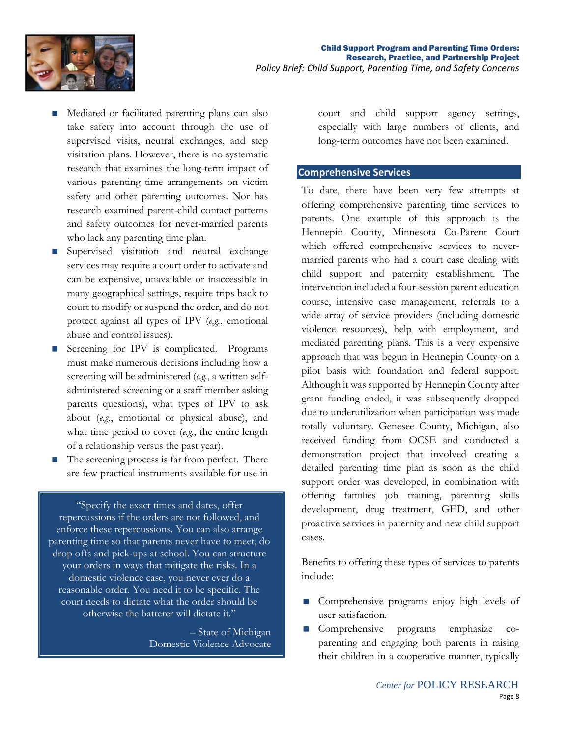- Mediated or facilitated parenting plans can also take safety into account through the use of supervised visits, neutral exchanges, and step visitation plans. However, there is no systematic research that examines the long-term impact of various parenting time arrangements on victim safety and other parenting outcomes. Nor has research examined parent-child contact patterns and safety outcomes for never-married parents who lack any parenting time plan.
- Supervised visitation and neutral exchange services may require a court order to activate and can be expensive, unavailable or inaccessible in many geographical settings, require trips back to court to modify or suspend the order, and do not protect against all types of IPV (*e.g.*, emotional abuse and control issues).
- Screening for IPV is complicated. Programs must make numerous decisions including how a screening will be administered (*e.g.*, a written self-administered screening or a staff member asking parents questions), what types of IPV to ask about (*e.g.*, emotional or physical abuse), and what time period to cover (*e.g.*, the entire length of a relationship versus the past year).
- The screening process is far from perfect. There are few practical instruments available for use in court and child support agency settings, especially with large numbers of clients, and long-term outcomes have not been examined.

> "Specify the exact times and dates, offer repercussions if the orders are not followed, and enforce these repercussions. You can also arrange parenting time so that parents never have to meet, do drop offs and pick-ups at school. You can structure your orders in ways that mitigate the risks. In a domestic violence case, you never ever do a reasonable order. You need it to be specific. The court needs to dictate what the order should be otherwise the batterer will dictate it."
>
> – State of Michigan Domestic Violence Advocate

## Comprehensive Services

To date, there have been very few attempts at offering comprehensive parenting time services to parents. One example of this approach is the Hennepin County, Minnesota Co-Parent Court which offered comprehensive services to never-married parents who had a court case dealing with child support and paternity establishment. The intervention included a four-session parent education course, intensive case management, referrals to a wide array of service providers (including domestic violence resources), help with employment, and mediated parenting plans. This is a very expensive approach that was begun in Hennepin County on a pilot basis with foundation and federal support. Although it was supported by Hennepin County after grant funding ended, it was subsequently dropped due to underutilization when participation was made totally voluntary. Genesee County, Michigan, also received funding from OCSE and conducted a demonstration project that involved creating a detailed parenting time plan as soon as the child support order was developed, in combination with offering families job training, parenting skills development, drug treatment, GED, and other proactive services in paternity and new child support cases.

Benefits to offering these types of services to parents include:

- Comprehensive programs enjoy high levels of user satisfaction.
- Comprehensive programs emphasize co-parenting and engaging both parents in raising their children in a cooperative manner, typically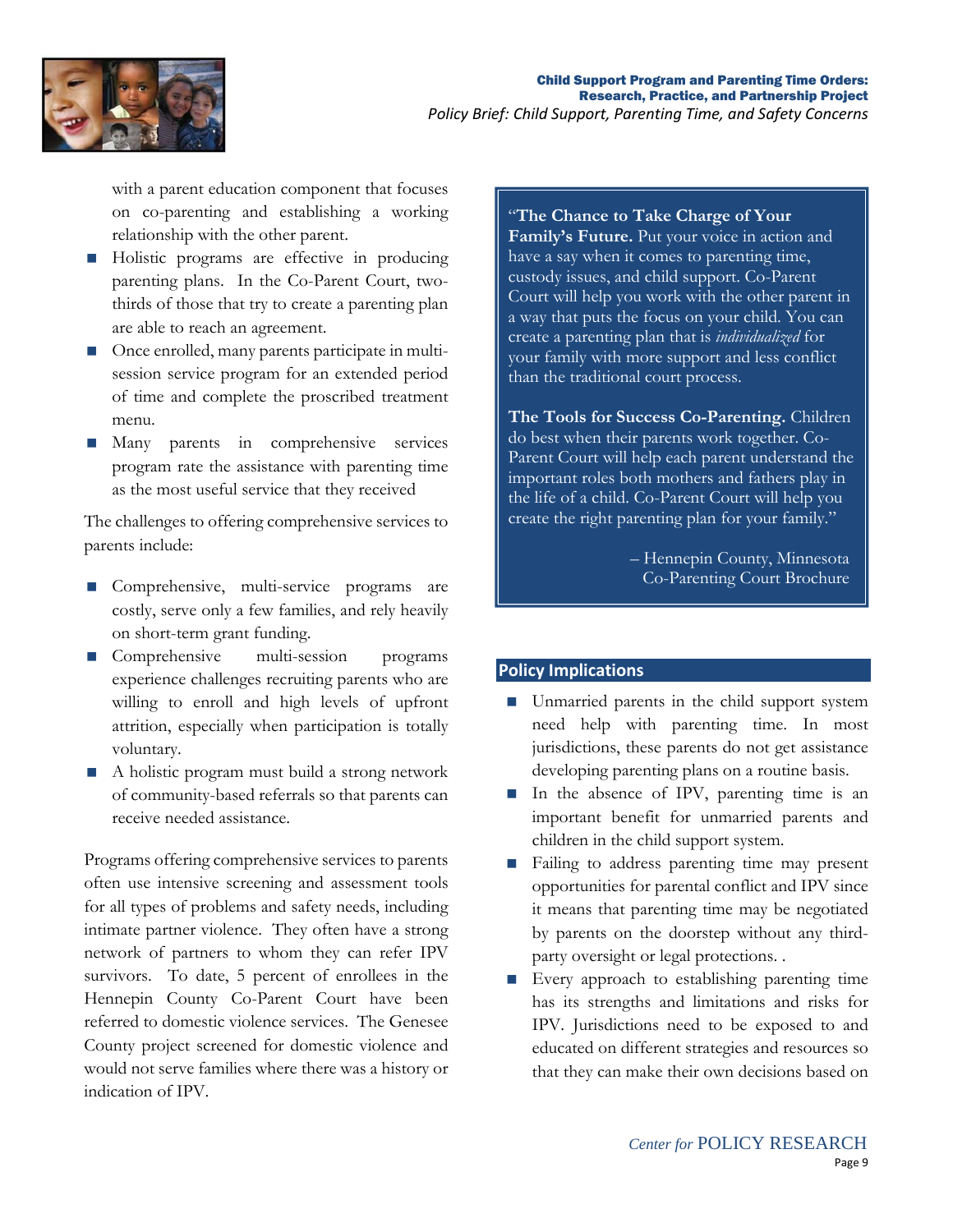with a parent education component that focuses on co-parenting and establishing a working relationship with the other parent.

- Holistic programs are effective in producing parenting plans. In the Co-Parent Court, two-thirds of those that try to create a parenting plan are able to reach an agreement.
- Once enrolled, many parents participate in multi-session service program for an extended period of time and complete the proscribed treatment menu.
- Many parents in comprehensive services program rate the assistance with parenting time as the most useful service that they received

The challenges to offering comprehensive services to parents include:

- Comprehensive, multi-service programs are costly, serve only a few families, and rely heavily on short-term grant funding.
- Comprehensive multi-session programs experience challenges recruiting parents who are willing to enroll and high levels of upfront attrition, especially when participation is totally voluntary.
- A holistic program must build a strong network of community-based referrals so that parents can receive needed assistance.

Programs offering comprehensive services to parents often use intensive screening and assessment tools for all types of problems and safety needs, including intimate partner violence. They often have a strong network of partners to whom they can refer IPV survivors. To date, 5 percent of enrollees in the Hennepin County Co-Parent Court have been referred to domestic violence services. The Genesee County project screened for domestic violence and would not serve families where there was a history or indication of IPV.

> "**The Chance to Take Charge of Your Family's Future.** Put your voice in action and have a say when it comes to parenting time, custody issues, and child support. Co-Parent Court will help you work with the other parent in a way that puts the focus on your child. You can create a parenting plan that is *individualized* for your family with more support and less conflict than the traditional court process.
>
> **The Tools for Success Co-Parenting.** Children do best when their parents work together. Co-Parent Court will help each parent understand the important roles both mothers and fathers play in the life of a child. Co-Parent Court will help you create the right parenting plan for your family."
>
> – Hennepin County, Minnesota Co-Parenting Court Brochure

## Policy Implications

- Unmarried parents in the child support system need help with parenting time. In most jurisdictions, these parents do not get assistance developing parenting plans on a routine basis.
- In the absence of IPV, parenting time is an important benefit for unmarried parents and children in the child support system.
- Failing to address parenting time may present opportunities for parental conflict and IPV since it means that parenting time may be negotiated by parents on the doorstep without any third-party oversight or legal protections. .
- Every approach to establishing parenting time has its strengths and limitations and risks for IPV. Jurisdictions need to be exposed to and educated on different strategies and resources so that they can make their own decisions based on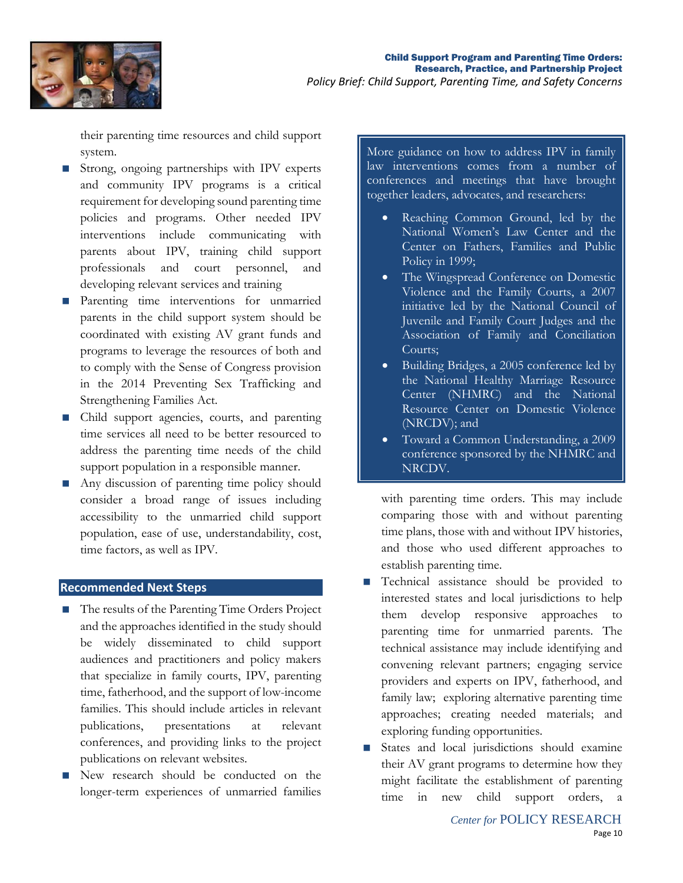their parenting time resources and child support system.

- Strong, ongoing partnerships with IPV experts and community IPV programs is a critical requirement for developing sound parenting time policies and programs. Other needed IPV interventions include communicating with parents about IPV, training child support professionals and court personnel, and developing relevant services and training
- Parenting time interventions for unmarried parents in the child support system should be coordinated with existing AV grant funds and programs to leverage the resources of both and to comply with the Sense of Congress provision in the 2014 Preventing Sex Trafficking and Strengthening Families Act.
- Child support agencies, courts, and parenting time services all need to be better resourced to address the parenting time needs of the child support population in a responsible manner.
- Any discussion of parenting time policy should consider a broad range of issues including accessibility to the unmarried child support population, ease of use, understandability, cost, time factors, as well as IPV.

## Recommended Next Steps

- The results of the Parenting Time Orders Project and the approaches identified in the study should be widely disseminated to child support audiences and practitioners and policy makers that specialize in family courts, IPV, parenting time, fatherhood, and the support of low-income families. This should include articles in relevant publications, presentations at relevant conferences, and providing links to the project publications on relevant websites.
- New research should be conducted on the longer-term experiences of unmarried families with parenting time orders. This may include comparing those with and without parenting time plans, those with and without IPV histories, and those who used different approaches to establish parenting time.
- Technical assistance should be provided to interested states and local jurisdictions to help them develop responsive approaches to parenting time for unmarried parents. The technical assistance may include identifying and convening relevant partners; engaging service providers and experts on IPV, fatherhood, and family law; exploring alternative parenting time approaches; creating needed materials; and exploring funding opportunities.
- States and local jurisdictions should examine their AV grant programs to determine how they might facilitate the establishment of parenting time in new child support orders, a

> More guidance on how to address IPV in family law interventions comes from a number of conferences and meetings that have brought together leaders, advocates, and researchers:
>
> - Reaching Common Ground, led by the National Women's Law Center and the Center on Fathers, Families and Public Policy in 1999;
> - The Wingspread Conference on Domestic Violence and the Family Courts, a 2007 initiative led by the National Council of Juvenile and Family Court Judges and the Association of Family and Conciliation Courts;
> - Building Bridges, a 2005 conference led by the National Healthy Marriage Resource Center (NHMRC) and the National Resource Center on Domestic Violence (NRCDV); and
> - Toward a Common Understanding, a 2009 conference sponsored by the NHMRC and NRCDV.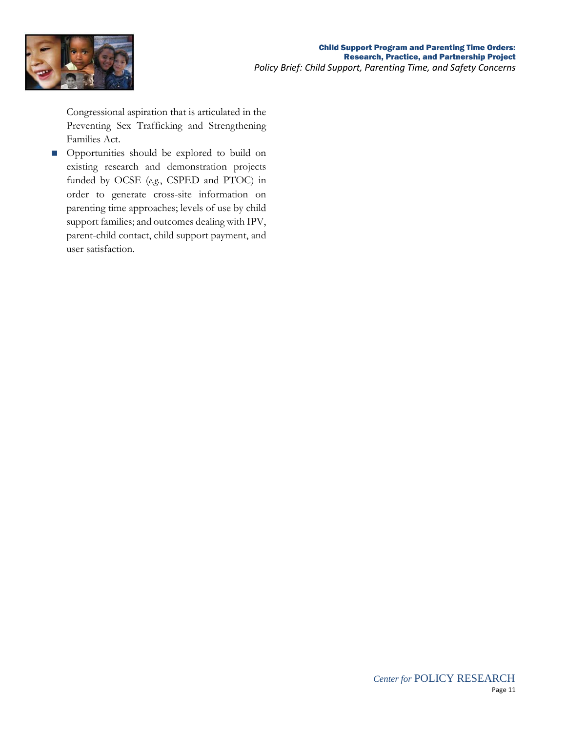Congressional aspiration that is articulated in the Preventing Sex Trafficking and Strengthening Families Act.

- Opportunities should be explored to build on existing research and demonstration projects funded by OCSE (*e.g.*, CSPED and PTOC) in order to generate cross-site information on parenting time approaches; levels of use by child support families; and outcomes dealing with IPV, parent-child contact, child support payment, and user satisfaction.